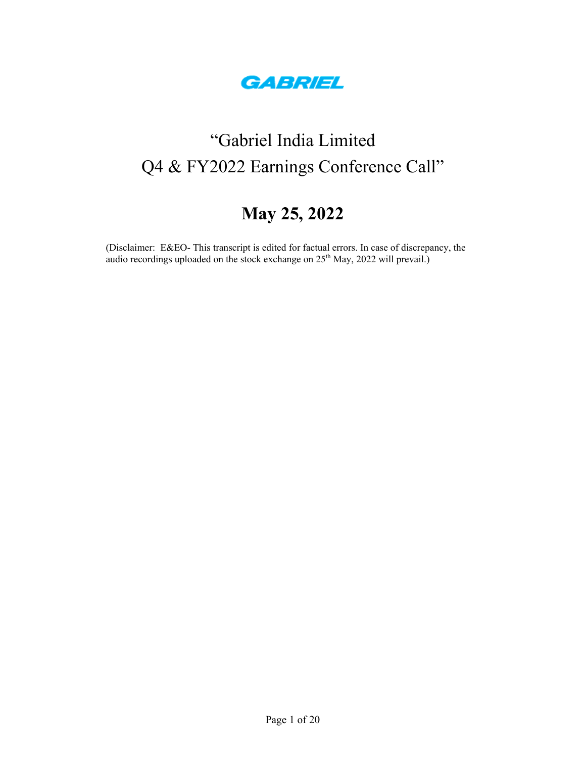GABRIEL

# "Gabriel India Limited Q4 & FY2022 Earnings Conference Call"

## May 25, 2022

(Disclaimer: E&EO- This transcript is edited for factual errors. In case of discrepancy, the audio recordings uploaded on the stock exchange on 25th May, 2022 will prevail.)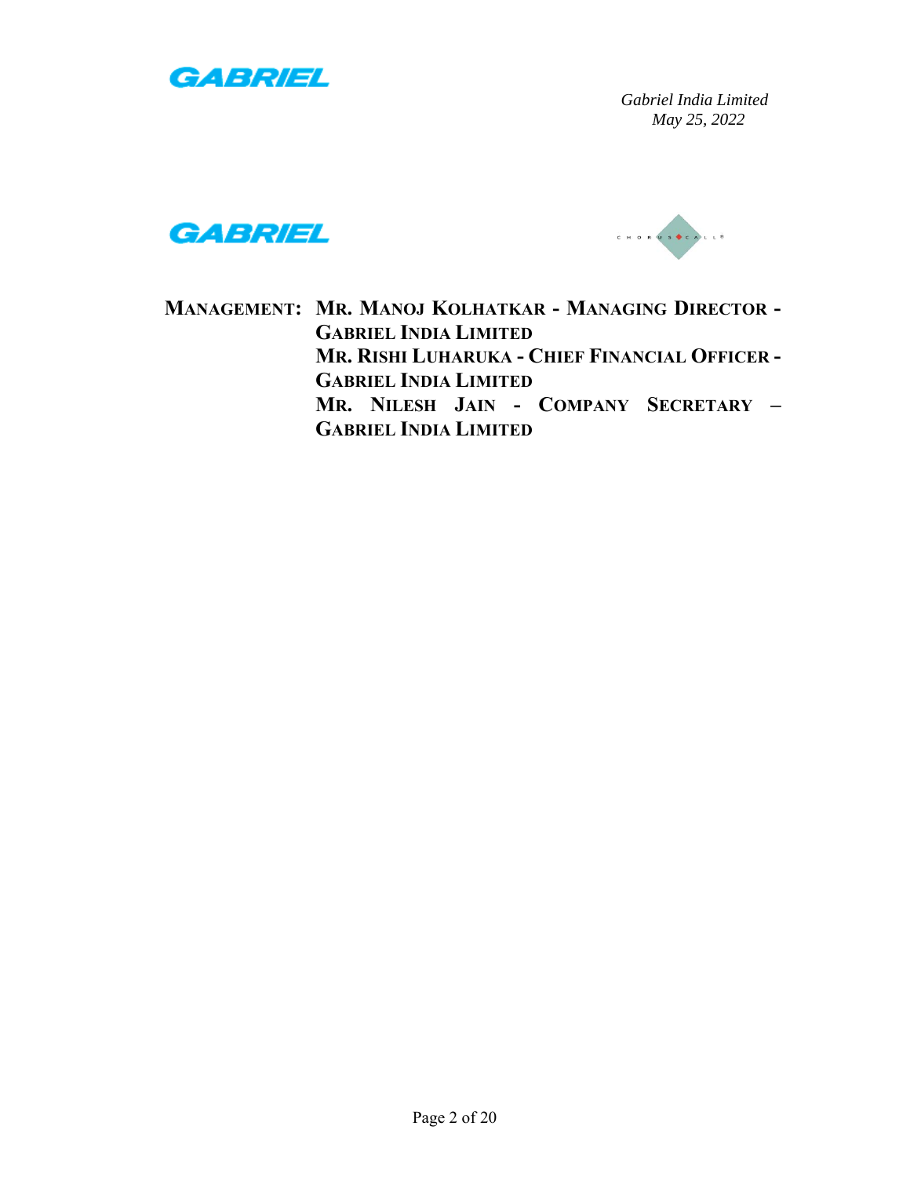*Gabriel India Limited*
*May 25, 2022*

**MANAGEMENT:** **MR. MANOJ KOLHATKAR - MANAGING DIRECTOR - GABRIEL INDIA LIMITED**
**MR. RISHI LUHARUKA - CHIEF FINANCIAL OFFICER - GABRIEL INDIA LIMITED**
**MR. NILESH JAIN - COMPANY SECRETARY – GABRIEL INDIA LIMITED**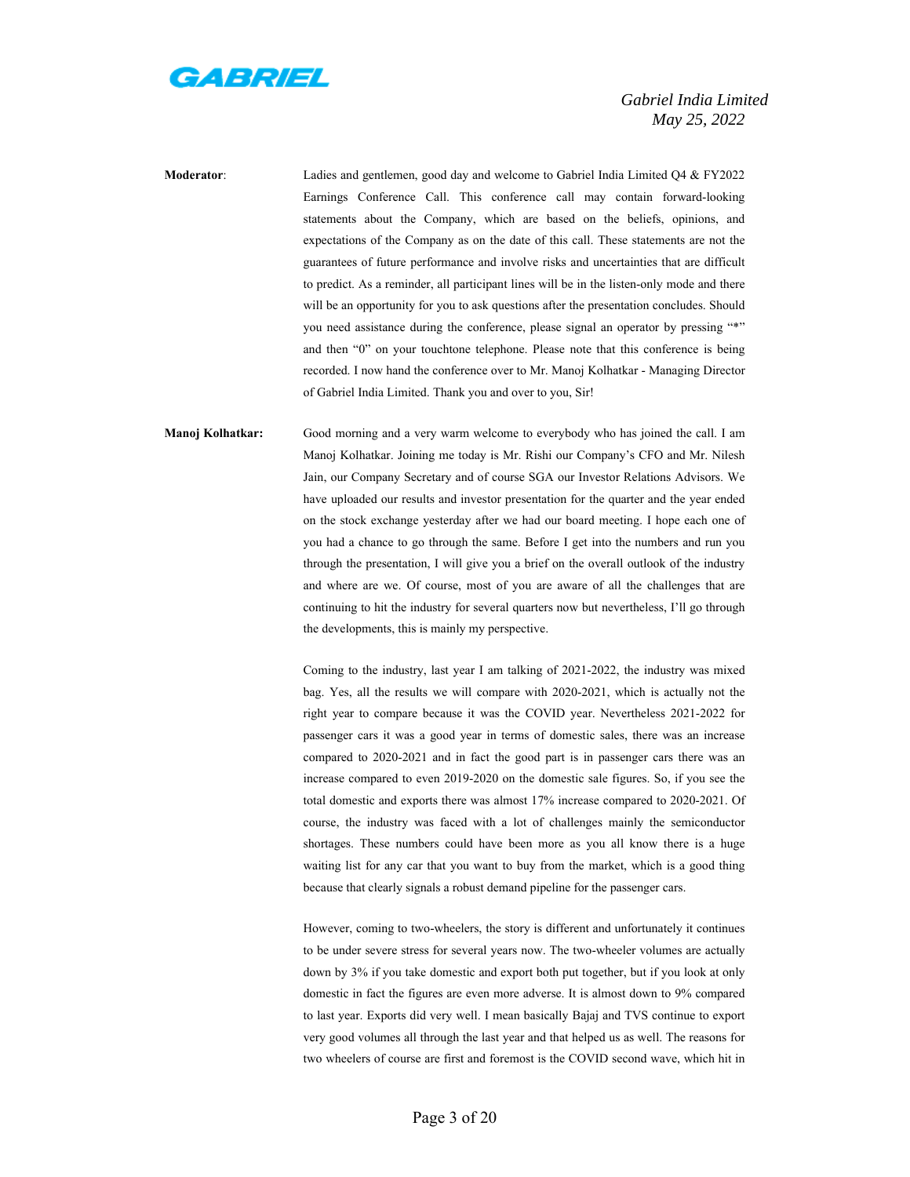**Moderator**: Ladies and gentlemen, good day and welcome to Gabriel India Limited Q4 & FY2022 Earnings Conference Call. This conference call may contain forward-looking statements about the Company, which are based on the beliefs, opinions, and expectations of the Company as on the date of this call. These statements are not the guarantees of future performance and involve risks and uncertainties that are difficult to predict. As a reminder, all participant lines will be in the listen-only mode and there will be an opportunity for you to ask questions after the presentation concludes. Should you need assistance during the conference, please signal an operator by pressing "*" and then "0" on your touchtone telephone. Please note that this conference is being recorded. I now hand the conference over to Mr. Manoj Kolhatkar - Managing Director of Gabriel India Limited. Thank you and over to you, Sir!

**Manoj Kolhatkar:** Good morning and a very warm welcome to everybody who has joined the call. I am Manoj Kolhatkar. Joining me today is Mr. Rishi our Company's CFO and Mr. Nilesh Jain, our Company Secretary and of course SGA our Investor Relations Advisors. We have uploaded our results and investor presentation for the quarter and the year ended on the stock exchange yesterday after we had our board meeting. I hope each one of you had a chance to go through the same. Before I get into the numbers and run you through the presentation, I will give you a brief on the overall outlook of the industry and where are we. Of course, most of you are aware of all the challenges that are continuing to hit the industry for several quarters now but nevertheless, I'll go through the developments, this is mainly my perspective.

Coming to the industry, last year I am talking of 2021-2022, the industry was mixed bag. Yes, all the results we will compare with 2020-2021, which is actually not the right year to compare because it was the COVID year. Nevertheless 2021-2022 for passenger cars it was a good year in terms of domestic sales, there was an increase compared to 2020-2021 and in fact the good part is in passenger cars there was an increase compared to even 2019-2020 on the domestic sale figures. So, if you see the total domestic and exports there was almost 17% increase compared to 2020-2021. Of course, the industry was faced with a lot of challenges mainly the semiconductor shortages. These numbers could have been more as you all know there is a huge waiting list for any car that you want to buy from the market, which is a good thing because that clearly signals a robust demand pipeline for the passenger cars.

However, coming to two-wheelers, the story is different and unfortunately it continues to be under severe stress for several years now. The two-wheeler volumes are actually down by 3% if you take domestic and export both put together, but if you look at only domestic in fact the figures are even more adverse. It is almost down to 9% compared to last year. Exports did very well. I mean basically Bajaj and TVS continue to export very good volumes all through the last year and that helped us as well. The reasons for two wheelers of course are first and foremost is the COVID second wave, which hit in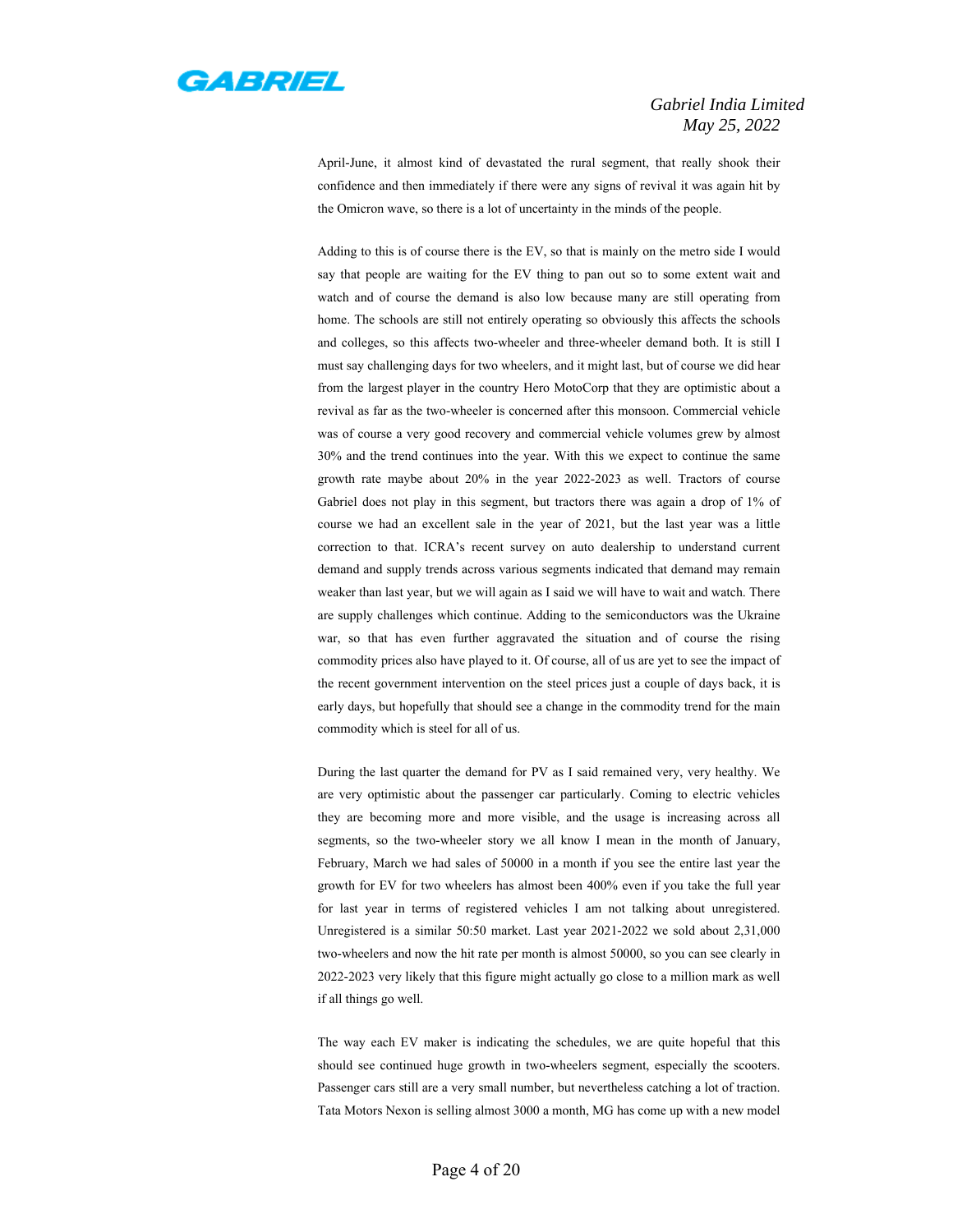April-June, it almost kind of devastated the rural segment, that really shook their confidence and then immediately if there were any signs of revival it was again hit by the Omicron wave, so there is a lot of uncertainty in the minds of the people.

Adding to this is of course there is the EV, so that is mainly on the metro side I would say that people are waiting for the EV thing to pan out so to some extent wait and watch and of course the demand is also low because many are still operating from home. The schools are still not entirely operating so obviously this affects the schools and colleges, so this affects two-wheeler and three-wheeler demand both. It is still I must say challenging days for two wheelers, and it might last, but of course we did hear from the largest player in the country Hero MotoCorp that they are optimistic about a revival as far as the two-wheeler is concerned after this monsoon. Commercial vehicle was of course a very good recovery and commercial vehicle volumes grew by almost 30% and the trend continues into the year. With this we expect to continue the same growth rate maybe about 20% in the year 2022-2023 as well. Tractors of course Gabriel does not play in this segment, but tractors there was again a drop of 1% of course we had an excellent sale in the year of 2021, but the last year was a little correction to that. ICRA's recent survey on auto dealership to understand current demand and supply trends across various segments indicated that demand may remain weaker than last year, but we will again as I said we will have to wait and watch. There are supply challenges which continue. Adding to the semiconductors was the Ukraine war, so that has even further aggravated the situation and of course the rising commodity prices also have played to it. Of course, all of us are yet to see the impact of the recent government intervention on the steel prices just a couple of days back, it is early days, but hopefully that should see a change in the commodity trend for the main commodity which is steel for all of us.

During the last quarter the demand for PV as I said remained very, very healthy. We are very optimistic about the passenger car particularly. Coming to electric vehicles they are becoming more and more visible, and the usage is increasing across all segments, so the two-wheeler story we all know I mean in the month of January, February, March we had sales of 50000 in a month if you see the entire last year the growth for EV for two wheelers has almost been 400% even if you take the full year for last year in terms of registered vehicles I am not talking about unregistered. Unregistered is a similar 50:50 market. Last year 2021-2022 we sold about 2,31,000 two-wheelers and now the hit rate per month is almost 50000, so you can see clearly in 2022-2023 very likely that this figure might actually go close to a million mark as well if all things go well.

The way each EV maker is indicating the schedules, we are quite hopeful that this should see continued huge growth in two-wheelers segment, especially the scooters. Passenger cars still are a very small number, but nevertheless catching a lot of traction. Tata Motors Nexon is selling almost 3000 a month, MG has come up with a new model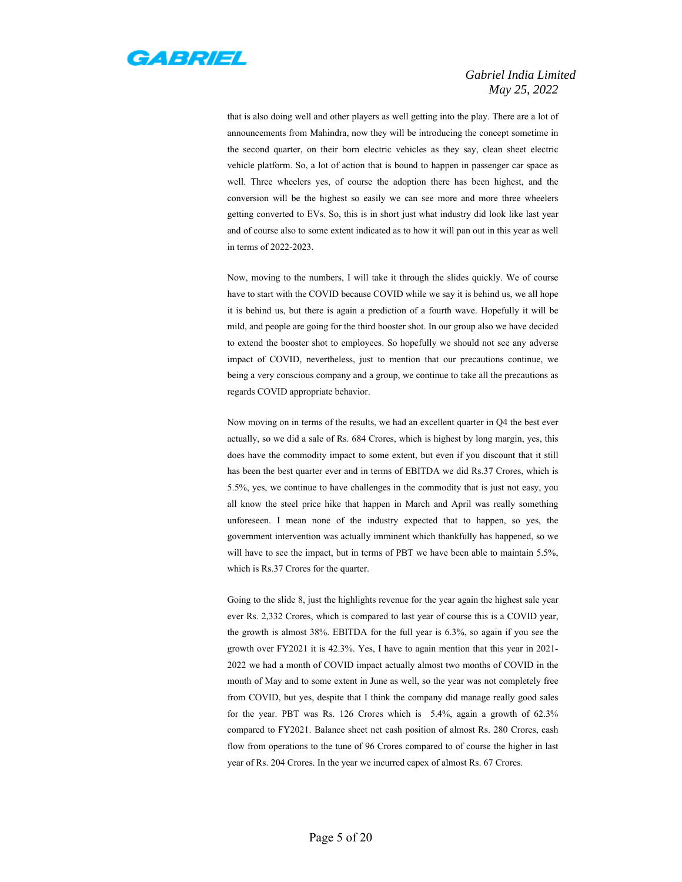that is also doing well and other players as well getting into the play. There are a lot of announcements from Mahindra, now they will be introducing the concept sometime in the second quarter, on their born electric vehicles as they say, clean sheet electric vehicle platform. So, a lot of action that is bound to happen in passenger car space as well. Three wheelers yes, of course the adoption there has been highest, and the conversion will be the highest so easily we can see more and more three wheelers getting converted to EVs. So, this is in short just what industry did look like last year and of course also to some extent indicated as to how it will pan out in this year as well in terms of 2022-2023.

Now, moving to the numbers, I will take it through the slides quickly. We of course have to start with the COVID because COVID while we say it is behind us, we all hope it is behind us, but there is again a prediction of a fourth wave. Hopefully it will be mild, and people are going for the third booster shot. In our group also we have decided to extend the booster shot to employees. So hopefully we should not see any adverse impact of COVID, nevertheless, just to mention that our precautions continue, we being a very conscious company and a group, we continue to take all the precautions as regards COVID appropriate behavior.

Now moving on in terms of the results, we had an excellent quarter in Q4 the best ever actually, so we did a sale of Rs. 684 Crores, which is highest by long margin, yes, this does have the commodity impact to some extent, but even if you discount that it still has been the best quarter ever and in terms of EBITDA we did Rs.37 Crores, which is 5.5%, yes, we continue to have challenges in the commodity that is just not easy, you all know the steel price hike that happen in March and April was really something unforeseen. I mean none of the industry expected that to happen, so yes, the government intervention was actually imminent which thankfully has happened, so we will have to see the impact, but in terms of PBT we have been able to maintain 5.5%, which is Rs.37 Crores for the quarter.

Going to the slide 8, just the highlights revenue for the year again the highest sale year ever Rs. 2,332 Crores, which is compared to last year of course this is a COVID year, the growth is almost 38%. EBITDA for the full year is 6.3%, so again if you see the growth over FY2021 it is 42.3%. Yes, I have to again mention that this year in 2021-2022 we had a month of COVID impact actually almost two months of COVID in the month of May and to some extent in June as well, so the year was not completely free from COVID, but yes, despite that I think the company did manage really good sales for the year. PBT was Rs. 126 Crores which is 5.4%, again a growth of 62.3% compared to FY2021. Balance sheet net cash position of almost Rs. 280 Crores, cash flow from operations to the tune of 96 Crores compared to of course the higher in last year of Rs. 204 Crores. In the year we incurred capex of almost Rs. 67 Crores.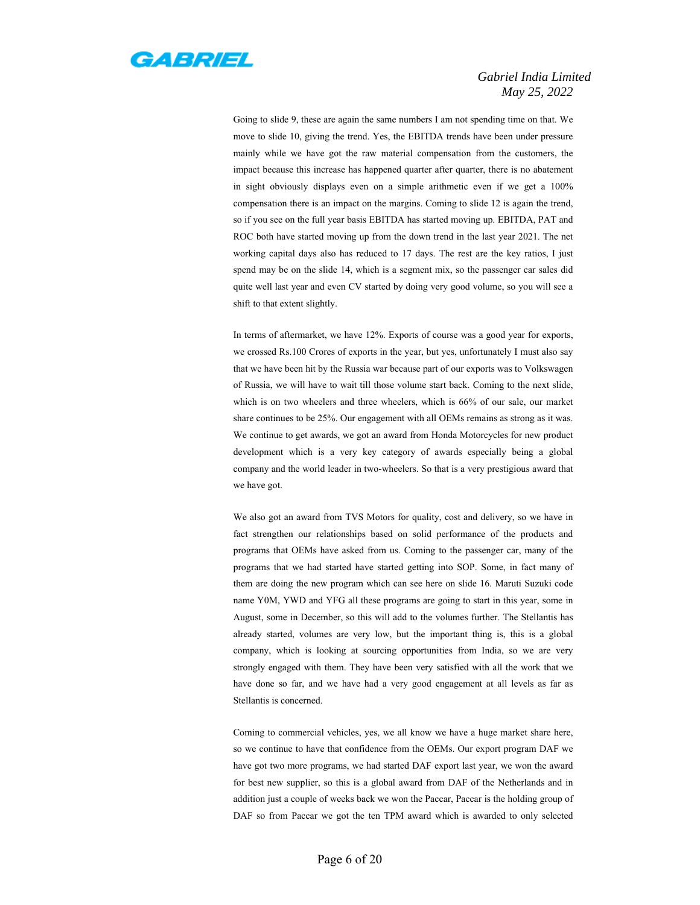Going to slide 9, these are again the same numbers I am not spending time on that. We move to slide 10, giving the trend. Yes, the EBITDA trends have been under pressure mainly while we have got the raw material compensation from the customers, the impact because this increase has happened quarter after quarter, there is no abatement in sight obviously displays even on a simple arithmetic even if we get a 100% compensation there is an impact on the margins. Coming to slide 12 is again the trend, so if you see on the full year basis EBITDA has started moving up. EBITDA, PAT and ROC both have started moving up from the down trend in the last year 2021. The net working capital days also has reduced to 17 days. The rest are the key ratios, I just spend may be on the slide 14, which is a segment mix, so the passenger car sales did quite well last year and even CV started by doing very good volume, so you will see a shift to that extent slightly.

In terms of aftermarket, we have 12%. Exports of course was a good year for exports, we crossed Rs.100 Crores of exports in the year, but yes, unfortunately I must also say that we have been hit by the Russia war because part of our exports was to Volkswagen of Russia, we will have to wait till those volume start back. Coming to the next slide, which is on two wheelers and three wheelers, which is 66% of our sale, our market share continues to be 25%. Our engagement with all OEMs remains as strong as it was. We continue to get awards, we got an award from Honda Motorcycles for new product development which is a very key category of awards especially being a global company and the world leader in two-wheelers. So that is a very prestigious award that we have got.

We also got an award from TVS Motors for quality, cost and delivery, so we have in fact strengthen our relationships based on solid performance of the products and programs that OEMs have asked from us. Coming to the passenger car, many of the programs that we had started have started getting into SOP. Some, in fact many of them are doing the new program which can see here on slide 16. Maruti Suzuki code name Y0M, YWD and YFG all these programs are going to start in this year, some in August, some in December, so this will add to the volumes further. The Stellantis has already started, volumes are very low, but the important thing is, this is a global company, which is looking at sourcing opportunities from India, so we are very strongly engaged with them. They have been very satisfied with all the work that we have done so far, and we have had a very good engagement at all levels as far as Stellantis is concerned.

Coming to commercial vehicles, yes, we all know we have a huge market share here, so we continue to have that confidence from the OEMs. Our export program DAF we have got two more programs, we had started DAF export last year, we won the award for best new supplier, so this is a global award from DAF of the Netherlands and in addition just a couple of weeks back we won the Paccar, Paccar is the holding group of DAF so from Paccar we got the ten TPM award which is awarded to only selected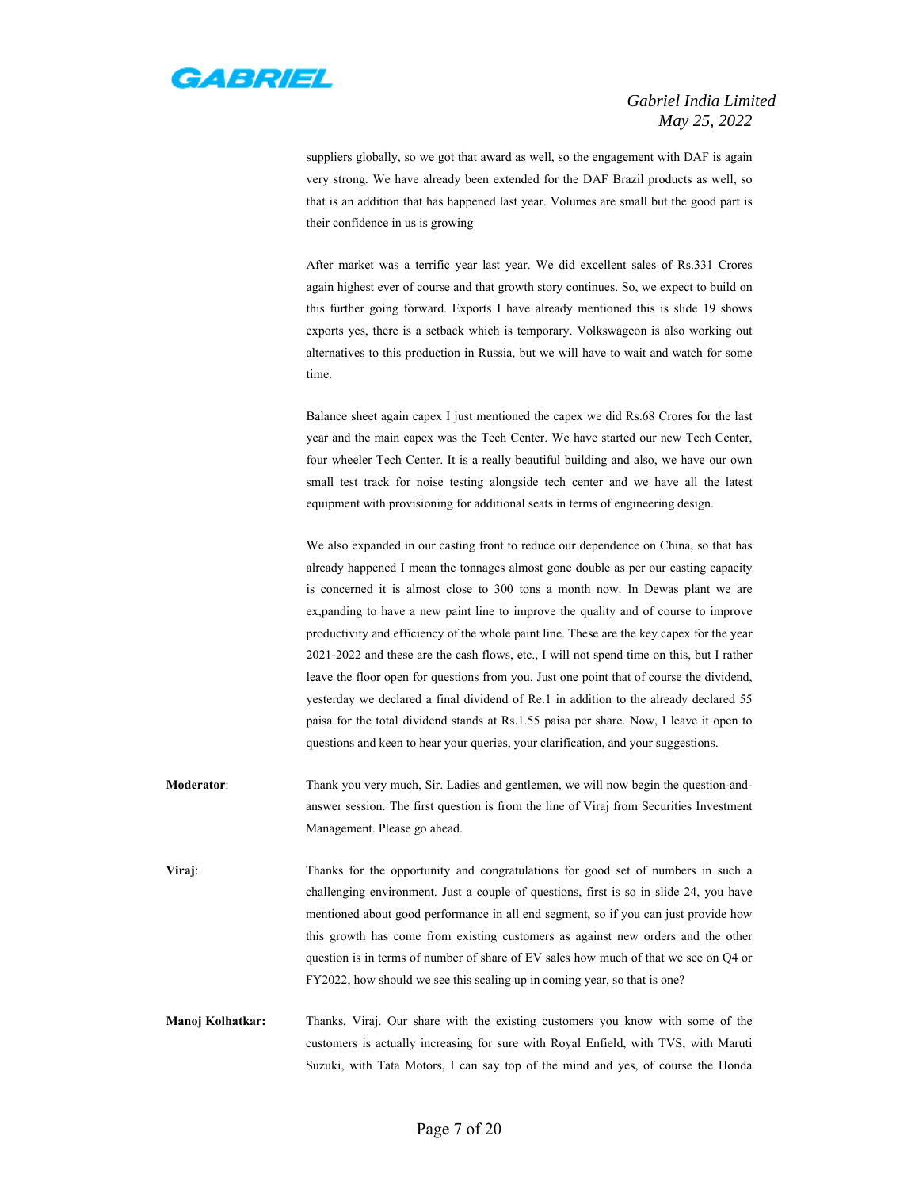suppliers globally, so we got that award as well, so the engagement with DAF is again very strong. We have already been extended for the DAF Brazil products as well, so that is an addition that has happened last year. Volumes are small but the good part is their confidence in us is growing

After market was a terrific year last year. We did excellent sales of Rs.331 Crores again highest ever of course and that growth story continues. So, we expect to build on this further going forward. Exports I have already mentioned this is slide 19 shows exports yes, there is a setback which is temporary. Volkswageon is also working out alternatives to this production in Russia, but we will have to wait and watch for some time.

Balance sheet again capex I just mentioned the capex we did Rs.68 Crores for the last year and the main capex was the Tech Center. We have started our new Tech Center, four wheeler Tech Center. It is a really beautiful building and also, we have our own small test track for noise testing alongside tech center and we have all the latest equipment with provisioning for additional seats in terms of engineering design.

We also expanded in our casting front to reduce our dependence on China, so that has already happened I mean the tonnages almost gone double as per our casting capacity is concerned it is almost close to 300 tons a month now. In Dewas plant we are ex,panding to have a new paint line to improve the quality and of course to improve productivity and efficiency of the whole paint line. These are the key capex for the year 2021-2022 and these are the cash flows, etc., I will not spend time on this, but I rather leave the floor open for questions from you. Just one point that of course the dividend, yesterday we declared a final dividend of Re.1 in addition to the already declared 55 paisa for the total dividend stands at Rs.1.55 paisa per share. Now, I leave it open to questions and keen to hear your queries, your clarification, and your suggestions.

**Moderator**: Thank you very much, Sir. Ladies and gentlemen, we will now begin the question-and-answer session. The first question is from the line of Viraj from Securities Investment Management. Please go ahead.

**Viraj**: Thanks for the opportunity and congratulations for good set of numbers in such a challenging environment. Just a couple of questions, first is so in slide 24, you have mentioned about good performance in all end segment, so if you can just provide how this growth has come from existing customers as against new orders and the other question is in terms of number of share of EV sales how much of that we see on Q4 or FY2022, how should we see this scaling up in coming year, so that is one?

**Manoj Kolhatkar:** Thanks, Viraj. Our share with the existing customers you know with some of the customers is actually increasing for sure with Royal Enfield, with TVS, with Maruti Suzuki, with Tata Motors, I can say top of the mind and yes, of course the Honda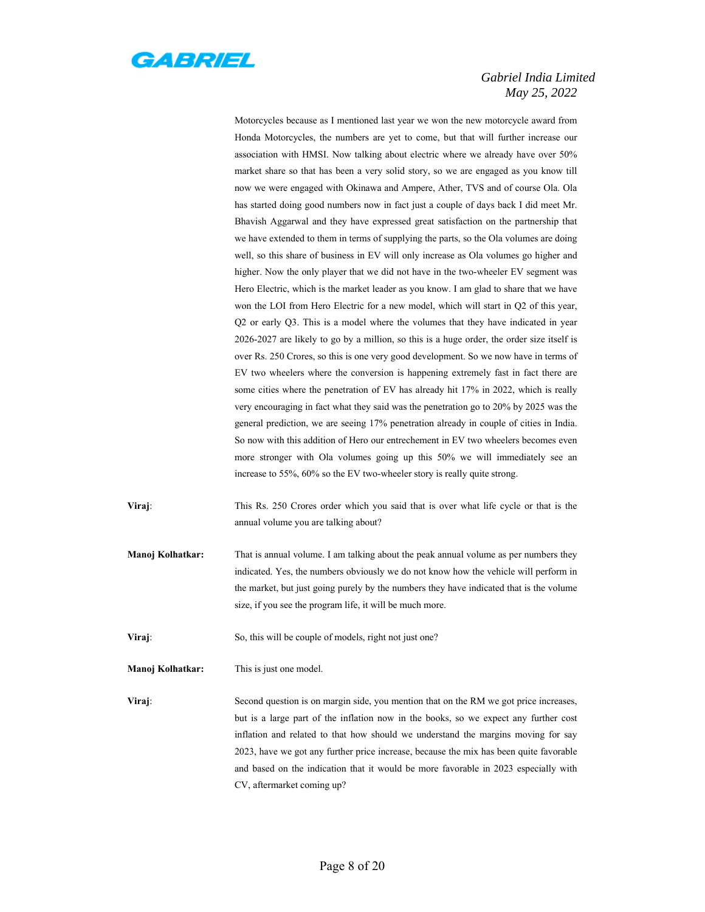Motorcycles because as I mentioned last year we won the new motorcycle award from Honda Motorcycles, the numbers are yet to come, but that will further increase our association with HMSI. Now talking about electric where we already have over 50% market share so that has been a very solid story, so we are engaged as you know till now we were engaged with Okinawa and Ampere, Ather, TVS and of course Ola. Ola has started doing good numbers now in fact just a couple of days back I did meet Mr. Bhavish Aggarwal and they have expressed great satisfaction on the partnership that we have extended to them in terms of supplying the parts, so the Ola volumes are doing well, so this share of business in EV will only increase as Ola volumes go higher and higher. Now the only player that we did not have in the two-wheeler EV segment was Hero Electric, which is the market leader as you know. I am glad to share that we have won the LOI from Hero Electric for a new model, which will start in Q2 of this year, Q2 or early Q3. This is a model where the volumes that they have indicated in year 2026-2027 are likely to go by a million, so this is a huge order, the order size itself is over Rs. 250 Crores, so this is one very good development. So we now have in terms of EV two wheelers where the conversion is happening extremely fast in fact there are some cities where the penetration of EV has already hit 17% in 2022, which is really very encouraging in fact what they said was the penetration go to 20% by 2025 was the general prediction, we are seeing 17% penetration already in couple of cities in India. So now with this addition of Hero our entrechement in EV two wheelers becomes even more stronger with Ola volumes going up this 50% we will immediately see an increase to 55%, 60% so the EV two-wheeler story is really quite strong.

**Viraj**: This Rs. 250 Crores order which you said that is over what life cycle or that is the annual volume you are talking about?

**Manoj Kolhatkar:** That is annual volume. I am talking about the peak annual volume as per numbers they indicated. Yes, the numbers obviously we do not know how the vehicle will perform in the market, but just going purely by the numbers they have indicated that is the volume size, if you see the program life, it will be much more.

**Viraj**: So, this will be couple of models, right not just one?

**Manoj Kolhatkar:** This is just one model.

**Viraj**: Second question is on margin side, you mention that on the RM we got price increases, but is a large part of the inflation now in the books, so we expect any further cost inflation and related to that how should we understand the margins moving for say 2023, have we got any further price increase, because the mix has been quite favorable and based on the indication that it would be more favorable in 2023 especially with CV, aftermarket coming up?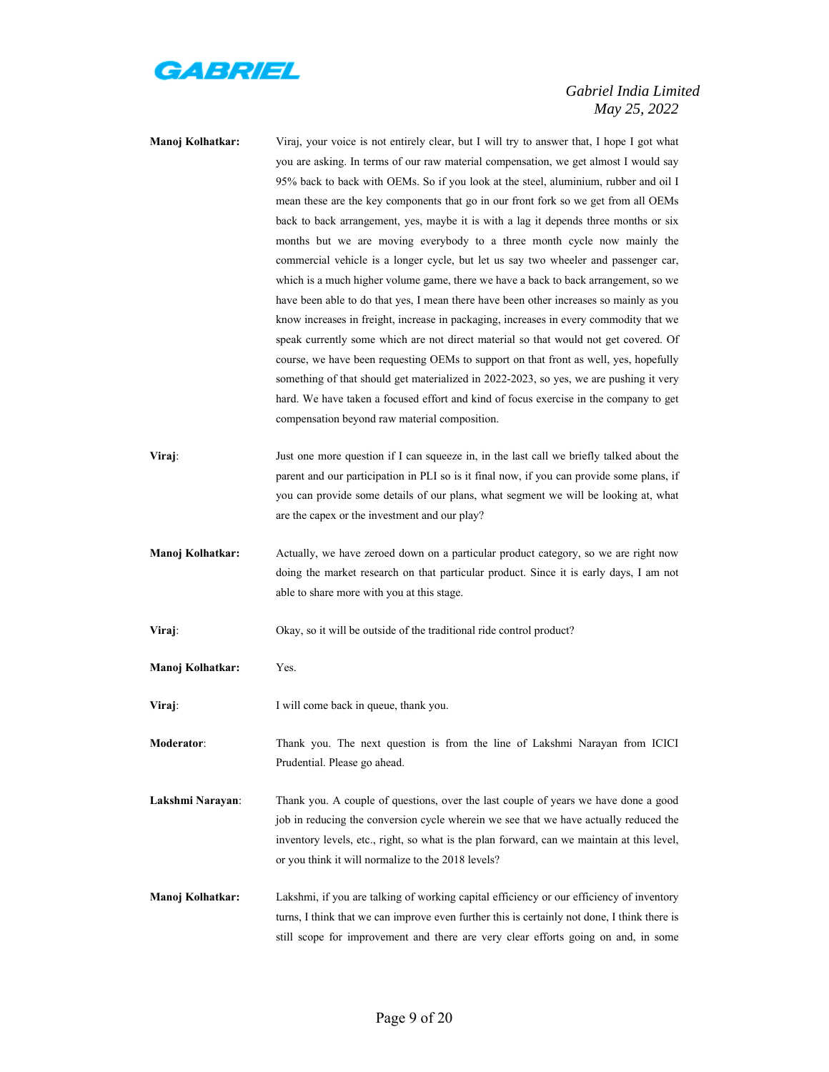**Manoj Kolhatkar:** Viraj, your voice is not entirely clear, but I will try to answer that, I hope I got what you are asking. In terms of our raw material compensation, we get almost I would say 95% back to back with OEMs. So if you look at the steel, aluminium, rubber and oil I mean these are the key components that go in our front fork so we get from all OEMs back to back arrangement, yes, maybe it is with a lag it depends three months or six months but we are moving everybody to a three month cycle now mainly the commercial vehicle is a longer cycle, but let us say two wheeler and passenger car, which is a much higher volume game, there we have a back to back arrangement, so we have been able to do that yes, I mean there have been other increases so mainly as you know increases in freight, increase in packaging, increases in every commodity that we speak currently some which are not direct material so that would not get covered. Of course, we have been requesting OEMs to support on that front as well, yes, hopefully something of that should get materialized in 2022-2023, so yes, we are pushing it very hard. We have taken a focused effort and kind of focus exercise in the company to get compensation beyond raw material composition.

**Viraj**: Just one more question if I can squeeze in, in the last call we briefly talked about the parent and our participation in PLI so is it final now, if you can provide some plans, if you can provide some details of our plans, what segment we will be looking at, what are the capex or the investment and our play?

**Manoj Kolhatkar:** Actually, we have zeroed down on a particular product category, so we are right now doing the market research on that particular product. Since it is early days, I am not able to share more with you at this stage.

**Viraj**: Okay, so it will be outside of the traditional ride control product?

**Manoj Kolhatkar:** Yes.

**Viraj**: I will come back in queue, thank you.

**Moderator**: Thank you. The next question is from the line of Lakshmi Narayan from ICICI Prudential. Please go ahead.

**Lakshmi Narayan**: Thank you. A couple of questions, over the last couple of years we have done a good job in reducing the conversion cycle wherein we see that we have actually reduced the inventory levels, etc., right, so what is the plan forward, can we maintain at this level, or you think it will normalize to the 2018 levels?

**Manoj Kolhatkar:** Lakshmi, if you are talking of working capital efficiency or our efficiency of inventory turns, I think that we can improve even further this is certainly not done, I think there is still scope for improvement and there are very clear efforts going on and, in some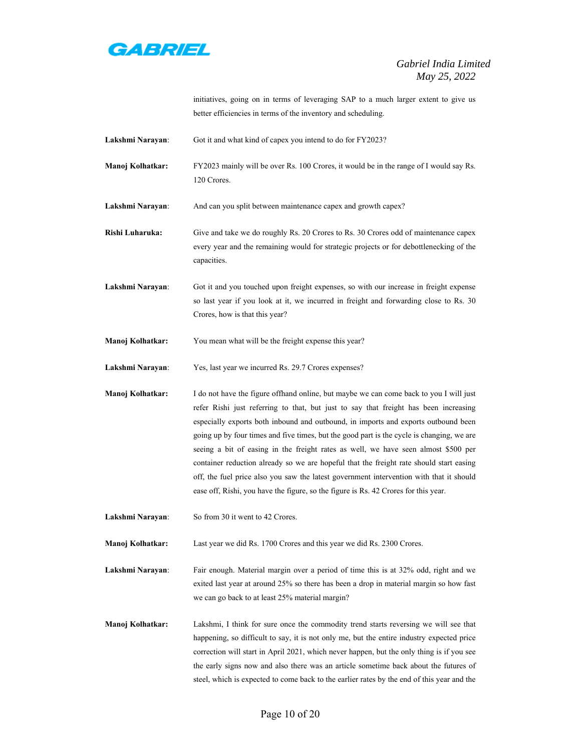initiatives, going on in terms of leveraging SAP to a much larger extent to give us better efficiencies in terms of the inventory and scheduling.

**Lakshmi Narayan**: Got it and what kind of capex you intend to do for FY2023?

**Manoj Kolhatkar:** FY2023 mainly will be over Rs. 100 Crores, it would be in the range of I would say Rs. 120 Crores.

**Lakshmi Narayan**: And can you split between maintenance capex and growth capex?

**Rishi Luharuka:** Give and take we do roughly Rs. 20 Crores to Rs. 30 Crores odd of maintenance capex every year and the remaining would for strategic projects or for debottlenecking of the capacities.

**Lakshmi Narayan**: Got it and you touched upon freight expenses, so with our increase in freight expense so last year if you look at it, we incurred in freight and forwarding close to Rs. 30 Crores, how is that this year?

**Manoj Kolhatkar:** You mean what will be the freight expense this year?

**Lakshmi Narayan**: Yes, last year we incurred Rs. 29.7 Crores expenses?

**Manoj Kolhatkar:** I do not have the figure offhand online, but maybe we can come back to you I will just refer Rishi just referring to that, but just to say that freight has been increasing especially exports both inbound and outbound, in imports and exports outbound been going up by four times and five times, but the good part is the cycle is changing, we are seeing a bit of easing in the freight rates as well, we have seen almost $500 per container reduction already so we are hopeful that the freight rate should start easing off, the fuel price also you saw the latest government intervention with that it should ease off, Rishi, you have the figure, so the figure is Rs. 42 Crores for this year.

**Lakshmi Narayan**: So from 30 it went to 42 Crores.

**Manoj Kolhatkar:** Last year we did Rs. 1700 Crores and this year we did Rs. 2300 Crores.

**Lakshmi Narayan**: Fair enough. Material margin over a period of time this is at 32% odd, right and we exited last year at around 25% so there has been a drop in material margin so how fast we can go back to at least 25% material margin?

**Manoj Kolhatkar:** Lakshmi, I think for sure once the commodity trend starts reversing we will see that happening, so difficult to say, it is not only me, but the entire industry expected price correction will start in April 2021, which never happen, but the only thing is if you see the early signs now and also there was an article sometime back about the futures of steel, which is expected to come back to the earlier rates by the end of this year and the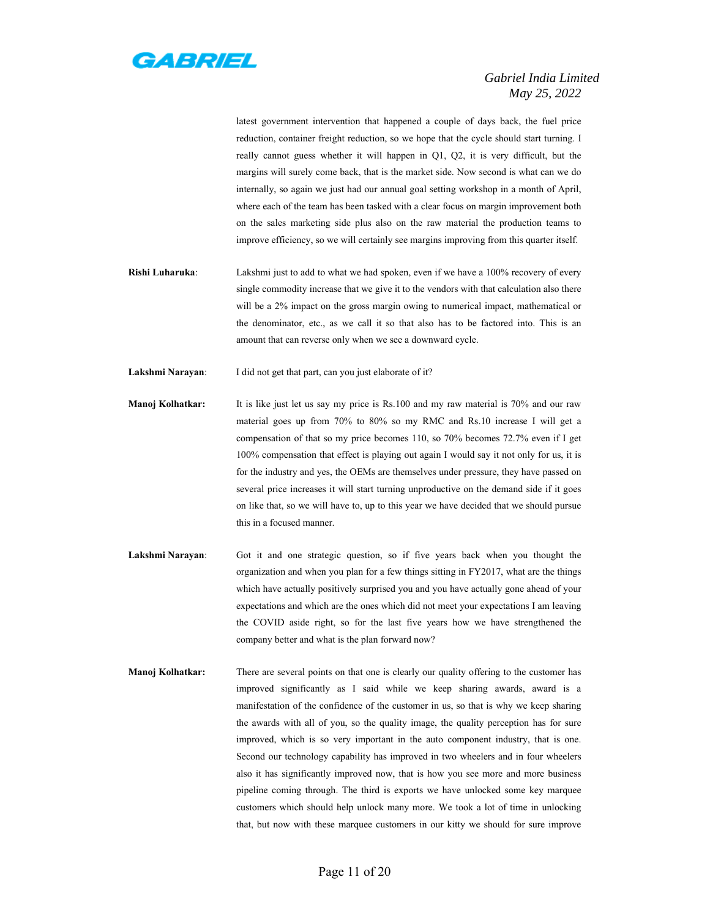latest government intervention that happened a couple of days back, the fuel price reduction, container freight reduction, so we hope that the cycle should start turning. I really cannot guess whether it will happen in Q1, Q2, it is very difficult, but the margins will surely come back, that is the market side. Now second is what can we do internally, so again we just had our annual goal setting workshop in a month of April, where each of the team has been tasked with a clear focus on margin improvement both on the sales marketing side plus also on the raw material the production teams to improve efficiency, so we will certainly see margins improving from this quarter itself.

**Rishi Luharuka**: Lakshmi just to add to what we had spoken, even if we have a 100% recovery of every single commodity increase that we give it to the vendors with that calculation also there will be a 2% impact on the gross margin owing to numerical impact, mathematical or the denominator, etc., as we call it so that also has to be factored into. This is an amount that can reverse only when we see a downward cycle.

**Lakshmi Narayan**: I did not get that part, can you just elaborate of it?

**Manoj Kolhatkar:** It is like just let us say my price is Rs.100 and my raw material is 70% and our raw material goes up from 70% to 80% so my RMC and Rs.10 increase I will get a compensation of that so my price becomes 110, so 70% becomes 72.7% even if I get 100% compensation that effect is playing out again I would say it not only for us, it is for the industry and yes, the OEMs are themselves under pressure, they have passed on several price increases it will start turning unproductive on the demand side if it goes on like that, so we will have to, up to this year we have decided that we should pursue this in a focused manner.

**Lakshmi Narayan**: Got it and one strategic question, so if five years back when you thought the organization and when you plan for a few things sitting in FY2017, what are the things which have actually positively surprised you and you have actually gone ahead of your expectations and which are the ones which did not meet your expectations I am leaving the COVID aside right, so for the last five years how we have strengthened the company better and what is the plan forward now?

**Manoj Kolhatkar:** There are several points on that one is clearly our quality offering to the customer has improved significantly as I said while we keep sharing awards, award is a manifestation of the confidence of the customer in us, so that is why we keep sharing the awards with all of you, so the quality image, the quality perception has for sure improved, which is so very important in the auto component industry, that is one. Second our technology capability has improved in two wheelers and in four wheelers also it has significantly improved now, that is how you see more and more business pipeline coming through. The third is exports we have unlocked some key marquee customers which should help unlock many more. We took a lot of time in unlocking that, but now with these marquee customers in our kitty we should for sure improve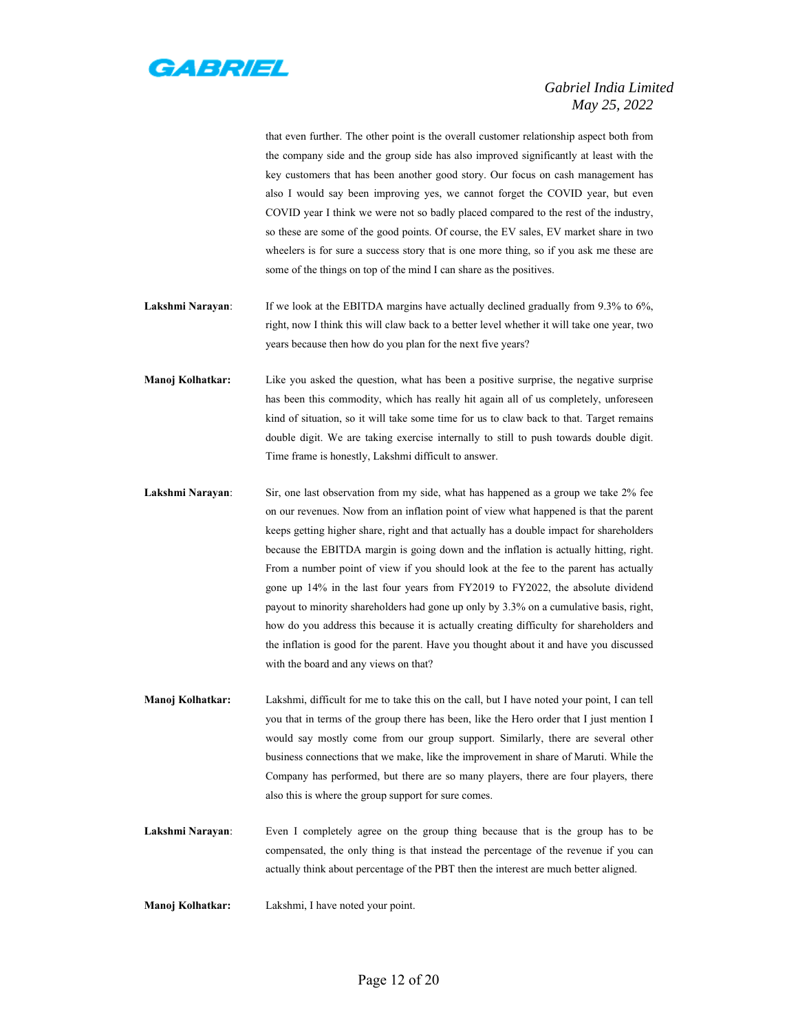that even further. The other point is the overall customer relationship aspect both from the company side and the group side has also improved significantly at least with the key customers that has been another good story. Our focus on cash management has also I would say been improving yes, we cannot forget the COVID year, but even COVID year I think we were not so badly placed compared to the rest of the industry, so these are some of the good points. Of course, the EV sales, EV market share in two wheelers is for sure a success story that is one more thing, so if you ask me these are some of the things on top of the mind I can share as the positives.

**Lakshmi Narayan**: If we look at the EBITDA margins have actually declined gradually from 9.3% to 6%, right, now I think this will claw back to a better level whether it will take one year, two years because then how do you plan for the next five years?

**Manoj Kolhatkar:** Like you asked the question, what has been a positive surprise, the negative surprise has been this commodity, which has really hit again all of us completely, unforeseen kind of situation, so it will take some time for us to claw back to that. Target remains double digit. We are taking exercise internally to still to push towards double digit. Time frame is honestly, Lakshmi difficult to answer.

**Lakshmi Narayan**: Sir, one last observation from my side, what has happened as a group we take 2% fee on our revenues. Now from an inflation point of view what happened is that the parent keeps getting higher share, right and that actually has a double impact for shareholders because the EBITDA margin is going down and the inflation is actually hitting, right. From a number point of view if you should look at the fee to the parent has actually gone up 14% in the last four years from FY2019 to FY2022, the absolute dividend payout to minority shareholders had gone up only by 3.3% on a cumulative basis, right, how do you address this because it is actually creating difficulty for shareholders and the inflation is good for the parent. Have you thought about it and have you discussed with the board and any views on that?

**Manoj Kolhatkar:** Lakshmi, difficult for me to take this on the call, but I have noted your point, I can tell you that in terms of the group there has been, like the Hero order that I just mention I would say mostly come from our group support. Similarly, there are several other business connections that we make, like the improvement in share of Maruti. While the Company has performed, but there are so many players, there are four players, there also this is where the group support for sure comes.

**Lakshmi Narayan**: Even I completely agree on the group thing because that is the group has to be compensated, the only thing is that instead the percentage of the revenue if you can actually think about percentage of the PBT then the interest are much better aligned.

**Manoj Kolhatkar:** Lakshmi, I have noted your point.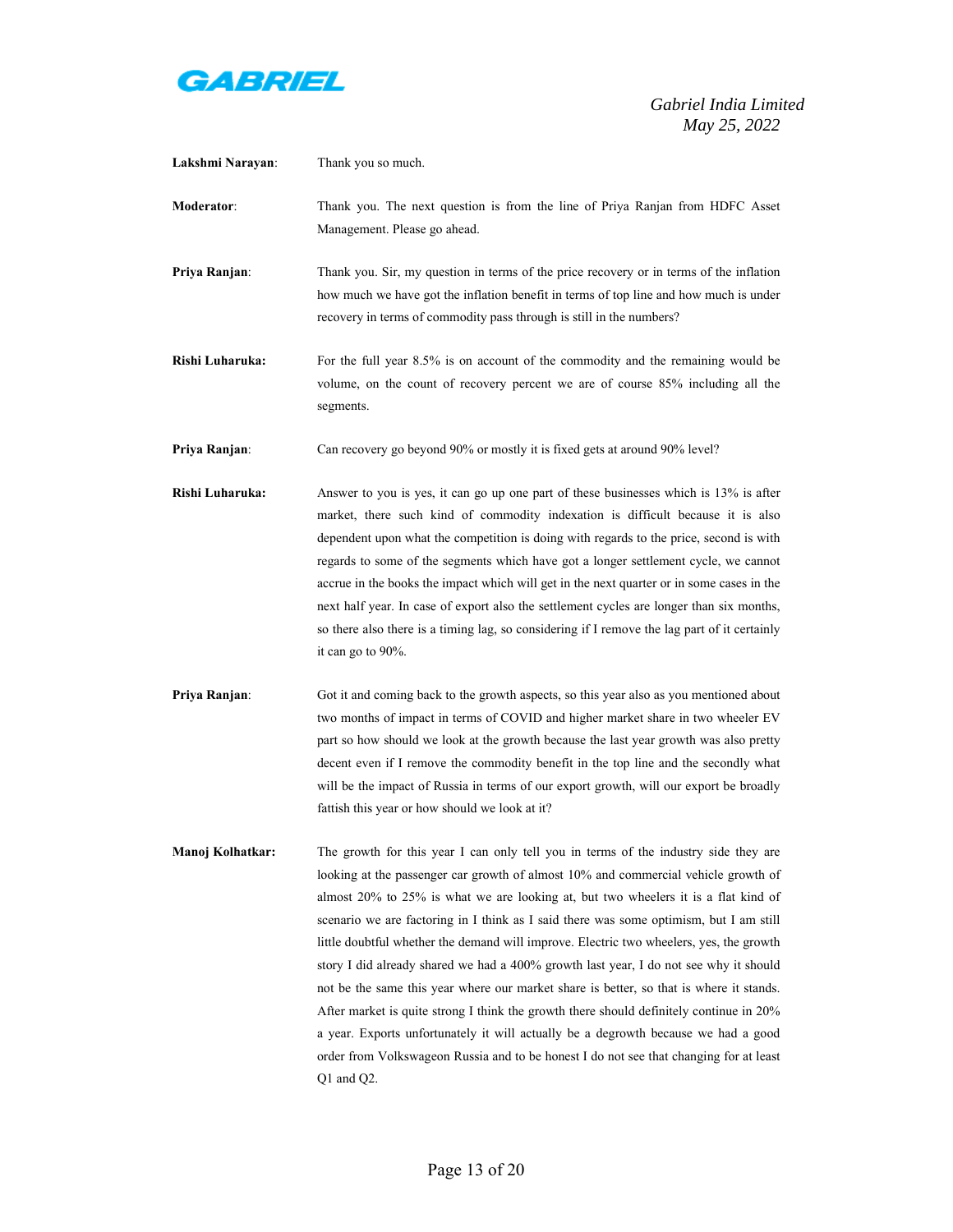**Lakshmi Narayan**: Thank you so much.

**Moderator**: Thank you. The next question is from the line of Priya Ranjan from HDFC Asset Management. Please go ahead.

**Priya Ranjan**: Thank you. Sir, my question in terms of the price recovery or in terms of the inflation how much we have got the inflation benefit in terms of top line and how much is under recovery in terms of commodity pass through is still in the numbers?

**Rishi Luharuka:** For the full year 8.5% is on account of the commodity and the remaining would be volume, on the count of recovery percent we are of course 85% including all the segments.

**Priya Ranjan**: Can recovery go beyond 90% or mostly it is fixed gets at around 90% level?

**Rishi Luharuka:** Answer to you is yes, it can go up one part of these businesses which is 13% is after market, there such kind of commodity indexation is difficult because it is also dependent upon what the competition is doing with regards to the price, second is with regards to some of the segments which have got a longer settlement cycle, we cannot accrue in the books the impact which will get in the next quarter or in some cases in the next half year. In case of export also the settlement cycles are longer than six months, so there also there is a timing lag, so considering if I remove the lag part of it certainly it can go to 90%.

**Priya Ranjan**: Got it and coming back to the growth aspects, so this year also as you mentioned about two months of impact in terms of COVID and higher market share in two wheeler EV part so how should we look at the growth because the last year growth was also pretty decent even if I remove the commodity benefit in the top line and the secondly what will be the impact of Russia in terms of our export growth, will our export be broadly fattish this year or how should we look at it?

**Manoj Kolhatkar:** The growth for this year I can only tell you in terms of the industry side they are looking at the passenger car growth of almost 10% and commercial vehicle growth of almost 20% to 25% is what we are looking at, but two wheelers it is a flat kind of scenario we are factoring in I think as I said there was some optimism, but I am still little doubtful whether the demand will improve. Electric two wheelers, yes, the growth story I did already shared we had a 400% growth last year, I do not see why it should not be the same this year where our market share is better, so that is where it stands. After market is quite strong I think the growth there should definitely continue in 20% a year. Exports unfortunately it will actually be a degrowth because we had a good order from Volkswageon Russia and to be honest I do not see that changing for at least Q1 and Q2.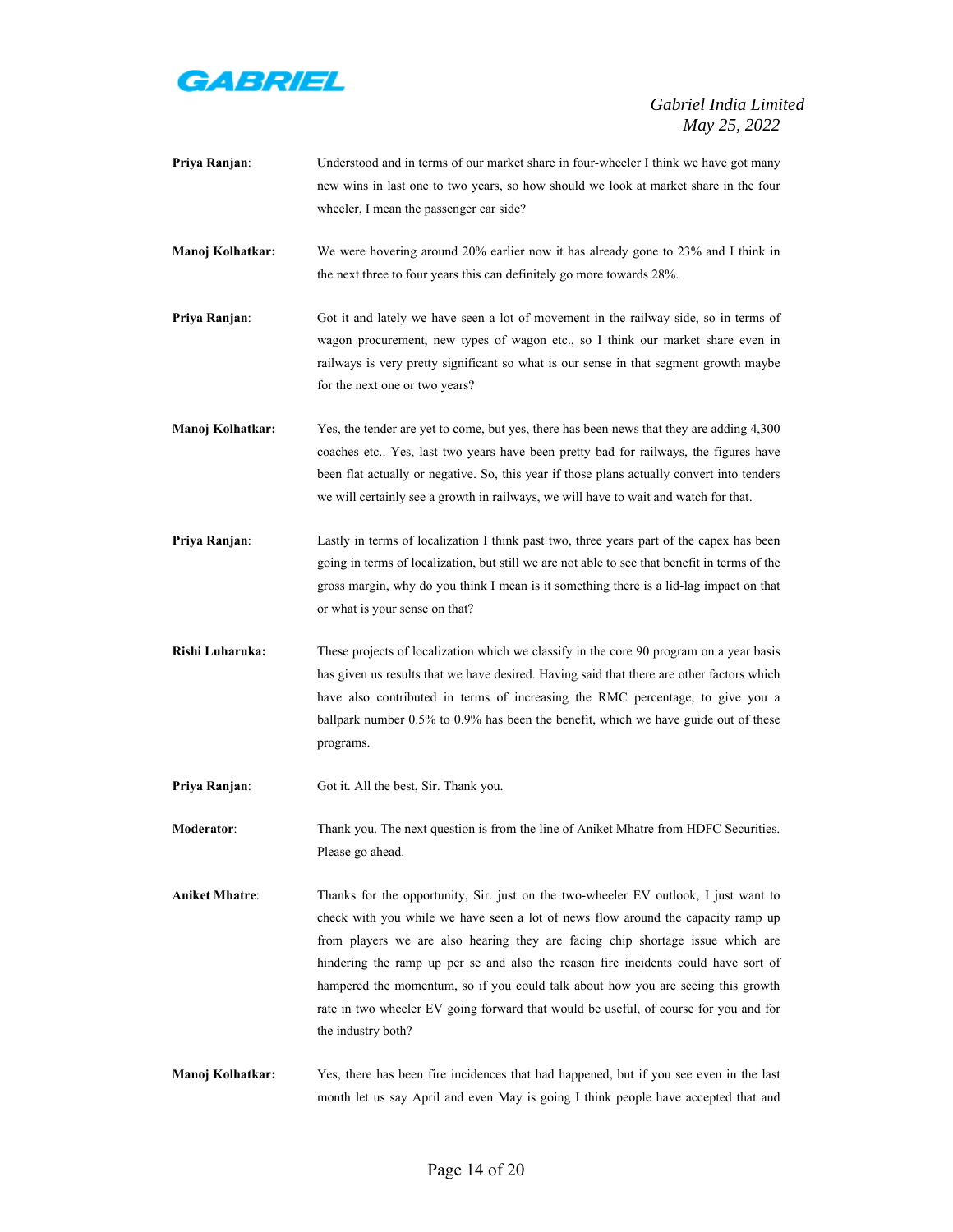**Priya Ranjan**: Understood and in terms of our market share in four-wheeler I think we have got many new wins in last one to two years, so how should we look at market share in the four wheeler, I mean the passenger car side?

**Manoj Kolhatkar:** We were hovering around 20% earlier now it has already gone to 23% and I think in the next three to four years this can definitely go more towards 28%.

**Priya Ranjan**: Got it and lately we have seen a lot of movement in the railway side, so in terms of wagon procurement, new types of wagon etc., so I think our market share even in railways is very pretty significant so what is our sense in that segment growth maybe for the next one or two years?

**Manoj Kolhatkar:** Yes, the tender are yet to come, but yes, there has been news that they are adding 4,300 coaches etc.. Yes, last two years have been pretty bad for railways, the figures have been flat actually or negative. So, this year if those plans actually convert into tenders we will certainly see a growth in railways, we will have to wait and watch for that.

**Priya Ranjan**: Lastly in terms of localization I think past two, three years part of the capex has been going in terms of localization, but still we are not able to see that benefit in terms of the gross margin, why do you think I mean is it something there is a lid-lag impact on that or what is your sense on that?

**Rishi Luharuka:** These projects of localization which we classify in the core 90 program on a year basis has given us results that we have desired. Having said that there are other factors which have also contributed in terms of increasing the RMC percentage, to give you a ballpark number 0.5% to 0.9% has been the benefit, which we have guide out of these programs.

**Priya Ranjan**: Got it. All the best, Sir. Thank you.

**Moderator**: Thank you. The next question is from the line of Aniket Mhatre from HDFC Securities. Please go ahead.

**Aniket Mhatre**: Thanks for the opportunity, Sir. just on the two-wheeler EV outlook, I just want to check with you while we have seen a lot of news flow around the capacity ramp up from players we are also hearing they are facing chip shortage issue which are hindering the ramp up per se and also the reason fire incidents could have sort of hampered the momentum, so if you could talk about how you are seeing this growth rate in two wheeler EV going forward that would be useful, of course for you and for the industry both?

**Manoj Kolhatkar:** Yes, there has been fire incidences that had happened, but if you see even in the last month let us say April and even May is going I think people have accepted that and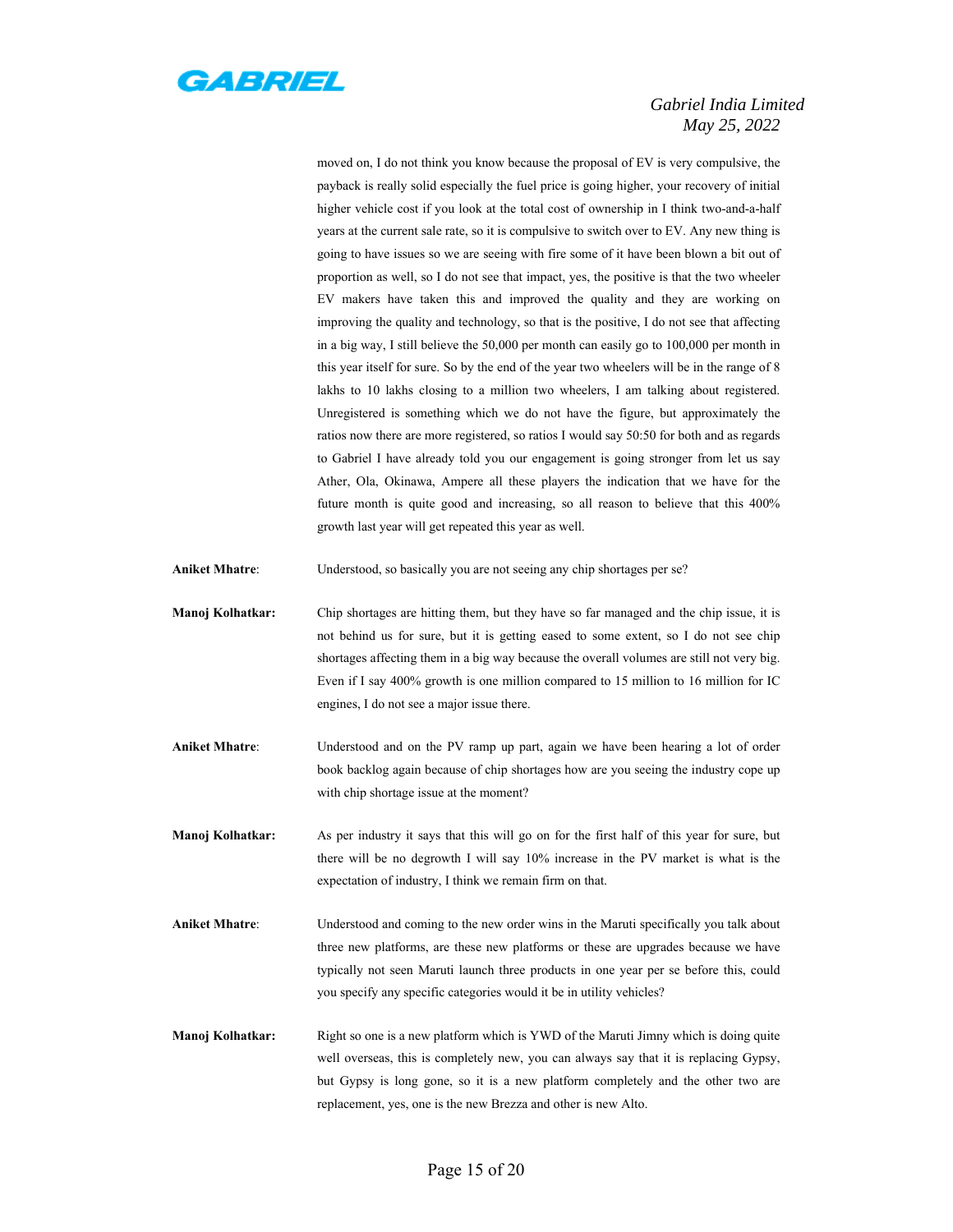moved on, I do not think you know because the proposal of EV is very compulsive, the payback is really solid especially the fuel price is going higher, your recovery of initial higher vehicle cost if you look at the total cost of ownership in I think two-and-a-half years at the current sale rate, so it is compulsive to switch over to EV. Any new thing is going to have issues so we are seeing with fire some of it have been blown a bit out of proportion as well, so I do not see that impact, yes, the positive is that the two wheeler EV makers have taken this and improved the quality and they are working on improving the quality and technology, so that is the positive, I do not see that affecting in a big way, I still believe the 50,000 per month can easily go to 100,000 per month in this year itself for sure. So by the end of the year two wheelers will be in the range of 8 lakhs to 10 lakhs closing to a million two wheelers, I am talking about registered. Unregistered is something which we do not have the figure, but approximately the ratios now there are more registered, so ratios I would say 50:50 for both and as regards to Gabriel I have already told you our engagement is going stronger from let us say Ather, Ola, Okinawa, Ampere all these players the indication that we have for the future month is quite good and increasing, so all reason to believe that this 400% growth last year will get repeated this year as well.

**Aniket Mhatre**: Understood, so basically you are not seeing any chip shortages per se?

**Manoj Kolhatkar:** Chip shortages are hitting them, but they have so far managed and the chip issue, it is not behind us for sure, but it is getting eased to some extent, so I do not see chip shortages affecting them in a big way because the overall volumes are still not very big. Even if I say 400% growth is one million compared to 15 million to 16 million for IC engines, I do not see a major issue there.

**Aniket Mhatre**: Understood and on the PV ramp up part, again we have been hearing a lot of order book backlog again because of chip shortages how are you seeing the industry cope up with chip shortage issue at the moment?

**Manoj Kolhatkar:** As per industry it says that this will go on for the first half of this year for sure, but there will be no degrowth I will say 10% increase in the PV market is what is the expectation of industry, I think we remain firm on that.

**Aniket Mhatre**: Understood and coming to the new order wins in the Maruti specifically you talk about three new platforms, are these new platforms or these are upgrades because we have typically not seen Maruti launch three products in one year per se before this, could you specify any specific categories would it be in utility vehicles?

**Manoj Kolhatkar:** Right so one is a new platform which is YWD of the Maruti Jimny which is doing quite well overseas, this is completely new, you can always say that it is replacing Gypsy, but Gypsy is long gone, so it is a new platform completely and the other two are replacement, yes, one is the new Brezza and other is new Alto.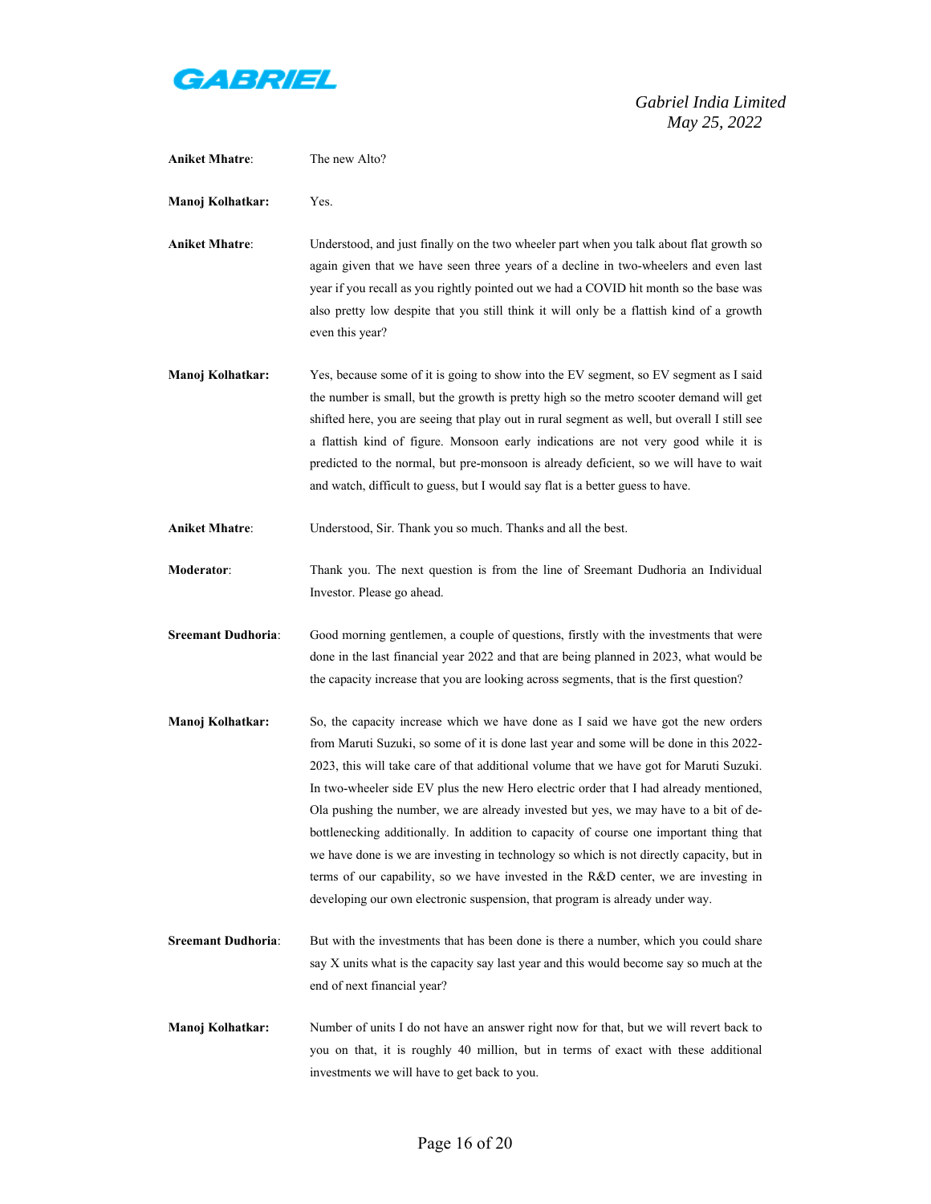**Aniket Mhatre**: The new Alto?

**Manoj Kolhatkar:** Yes.

**Aniket Mhatre**: Understood, and just finally on the two wheeler part when you talk about flat growth so again given that we have seen three years of a decline in two-wheelers and even last year if you recall as you rightly pointed out we had a COVID hit month so the base was also pretty low despite that you still think it will only be a flattish kind of a growth even this year?

**Manoj Kolhatkar:** Yes, because some of it is going to show into the EV segment, so EV segment as I said the number is small, but the growth is pretty high so the metro scooter demand will get shifted here, you are seeing that play out in rural segment as well, but overall I still see a flattish kind of figure. Monsoon early indications are not very good while it is predicted to the normal, but pre-monsoon is already deficient, so we will have to wait and watch, difficult to guess, but I would say flat is a better guess to have.

**Aniket Mhatre**: Understood, Sir. Thank you so much. Thanks and all the best.

**Moderator**: Thank you. The next question is from the line of Sreemant Dudhoria an Individual Investor. Please go ahead.

**Sreemant Dudhoria**: Good morning gentlemen, a couple of questions, firstly with the investments that were done in the last financial year 2022 and that are being planned in 2023, what would be the capacity increase that you are looking across segments, that is the first question?

**Manoj Kolhatkar:** So, the capacity increase which we have done as I said we have got the new orders from Maruti Suzuki, so some of it is done last year and some will be done in this 2022-2023, this will take care of that additional volume that we have got for Maruti Suzuki. In two-wheeler side EV plus the new Hero electric order that I had already mentioned, Ola pushing the number, we are already invested but yes, we may have to a bit of de-bottlenecking additionally. In addition to capacity of course one important thing that we have done is we are investing in technology so which is not directly capacity, but in terms of our capability, so we have invested in the R&D center, we are investing in developing our own electronic suspension, that program is already under way.

**Sreemant Dudhoria**: But with the investments that has been done is there a number, which you could share say X units what is the capacity say last year and this would become say so much at the end of next financial year?

**Manoj Kolhatkar:** Number of units I do not have an answer right now for that, but we will revert back to you on that, it is roughly 40 million, but in terms of exact with these additional investments we will have to get back to you.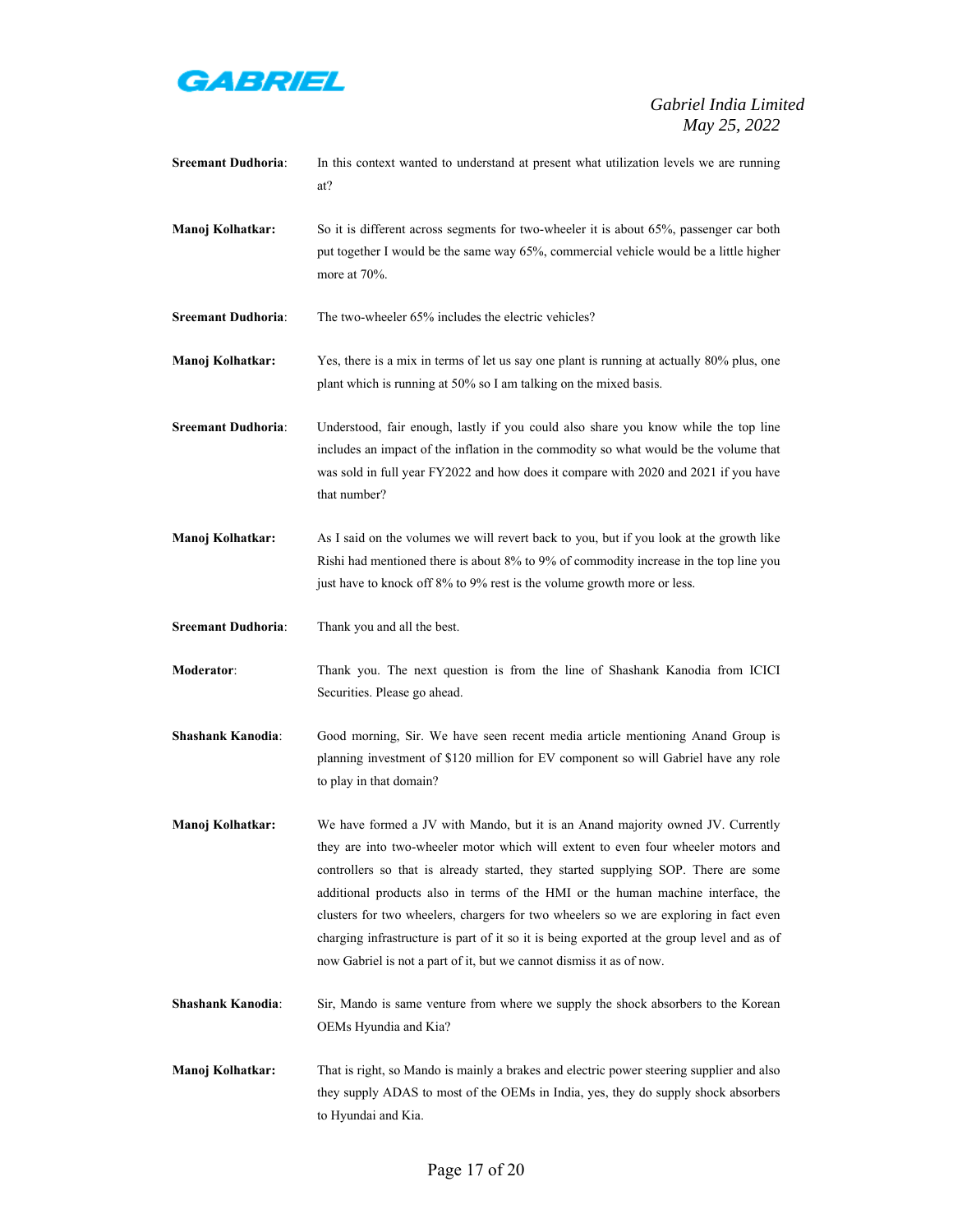**Sreemant Dudhoria**: In this context wanted to understand at present what utilization levels we are running at?

**Manoj Kolhatkar:** So it is different across segments for two-wheeler it is about 65%, passenger car both put together I would be the same way 65%, commercial vehicle would be a little higher more at 70%.

**Sreemant Dudhoria**: The two-wheeler 65% includes the electric vehicles?

**Manoj Kolhatkar:** Yes, there is a mix in terms of let us say one plant is running at actually 80% plus, one plant which is running at 50% so I am talking on the mixed basis.

**Sreemant Dudhoria**: Understood, fair enough, lastly if you could also share you know while the top line includes an impact of the inflation in the commodity so what would be the volume that was sold in full year FY2022 and how does it compare with 2020 and 2021 if you have that number?

**Manoj Kolhatkar:** As I said on the volumes we will revert back to you, but if you look at the growth like Rishi had mentioned there is about 8% to 9% of commodity increase in the top line you just have to knock off 8% to 9% rest is the volume growth more or less.

**Sreemant Dudhoria**: Thank you and all the best.

**Moderator**: Thank you. The next question is from the line of Shashank Kanodia from ICICI Securities. Please go ahead.

**Shashank Kanodia**: Good morning, Sir. We have seen recent media article mentioning Anand Group is planning investment of $120 million for EV component so will Gabriel have any role to play in that domain?

**Manoj Kolhatkar:** We have formed a JV with Mando, but it is an Anand majority owned JV. Currently they are into two-wheeler motor which will extent to even four wheeler motors and controllers so that is already started, they started supplying SOP. There are some additional products also in terms of the HMI or the human machine interface, the clusters for two wheelers, chargers for two wheelers so we are exploring in fact even charging infrastructure is part of it so it is being exported at the group level and as of now Gabriel is not a part of it, but we cannot dismiss it as of now.

**Shashank Kanodia**: Sir, Mando is same venture from where we supply the shock absorbers to the Korean OEMs Hyundia and Kia?

**Manoj Kolhatkar:** That is right, so Mando is mainly a brakes and electric power steering supplier and also they supply ADAS to most of the OEMs in India, yes, they do supply shock absorbers to Hyundai and Kia.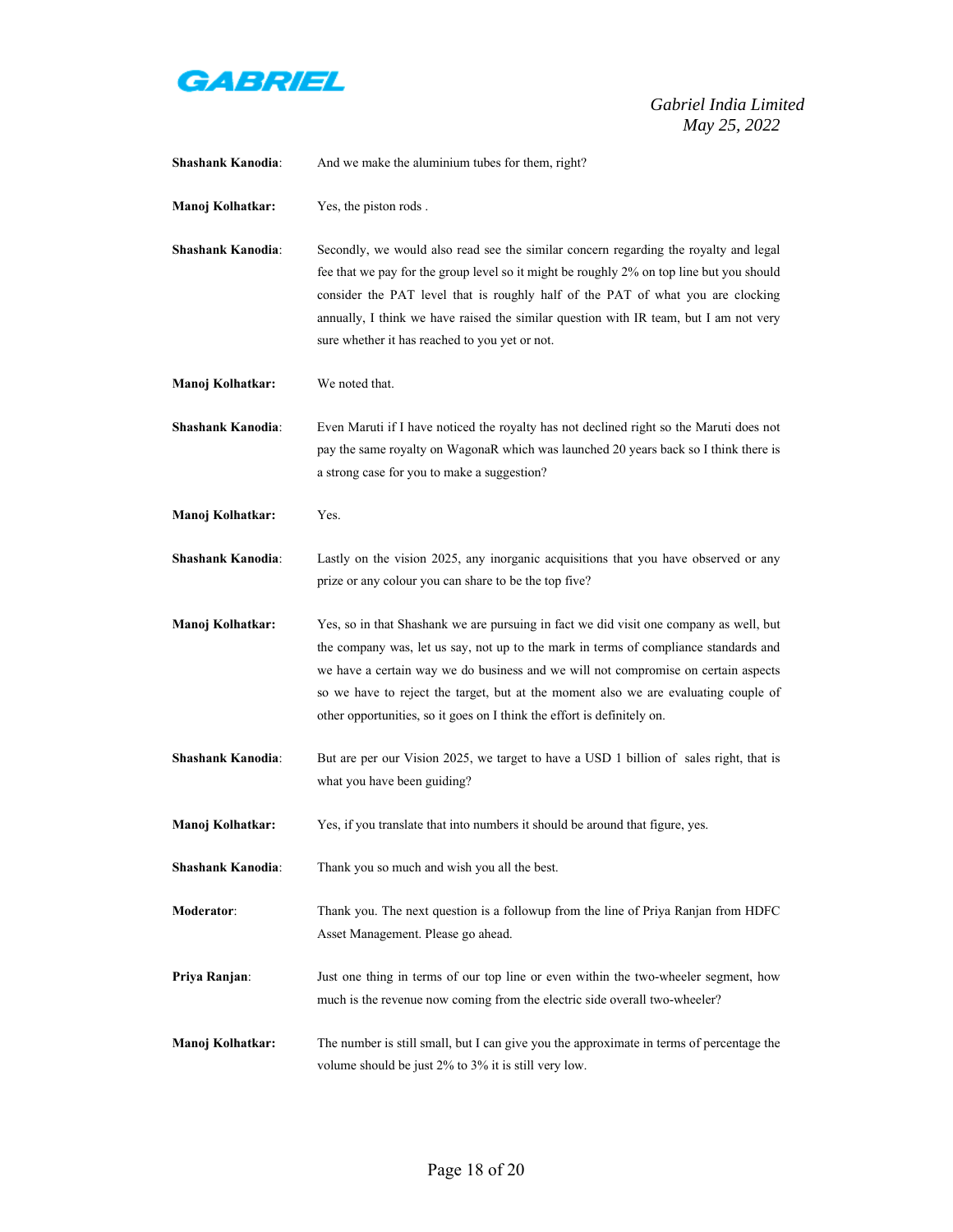**Shashank Kanodia**: And we make the aluminium tubes for them, right?

**Manoj Kolhatkar:** Yes, the piston rods .

**Shashank Kanodia**: Secondly, we would also read see the similar concern regarding the royalty and legal fee that we pay for the group level so it might be roughly 2% on top line but you should consider the PAT level that is roughly half of the PAT of what you are clocking annually, I think we have raised the similar question with IR team, but I am not very sure whether it has reached to you yet or not.

**Manoj Kolhatkar:** We noted that.

**Shashank Kanodia**: Even Maruti if I have noticed the royalty has not declined right so the Maruti does not pay the same royalty on WagonaR which was launched 20 years back so I think there is a strong case for you to make a suggestion?

**Manoj Kolhatkar:** Yes.

**Shashank Kanodia**: Lastly on the vision 2025, any inorganic acquisitions that you have observed or any prize or any colour you can share to be the top five?

**Manoj Kolhatkar:** Yes, so in that Shashank we are pursuing in fact we did visit one company as well, but the company was, let us say, not up to the mark in terms of compliance standards and we have a certain way we do business and we will not compromise on certain aspects so we have to reject the target, but at the moment also we are evaluating couple of other opportunities, so it goes on I think the effort is definitely on.

**Shashank Kanodia**: But are per our Vision 2025, we target to have a USD 1 billion of sales right, that is what you have been guiding?

**Manoj Kolhatkar:** Yes, if you translate that into numbers it should be around that figure, yes.

**Shashank Kanodia**: Thank you so much and wish you all the best.

**Moderator**: Thank you. The next question is a followup from the line of Priya Ranjan from HDFC Asset Management. Please go ahead.

**Priya Ranjan**: Just one thing in terms of our top line or even within the two-wheeler segment, how much is the revenue now coming from the electric side overall two-wheeler?

**Manoj Kolhatkar:** The number is still small, but I can give you the approximate in terms of percentage the volume should be just 2% to 3% it is still very low.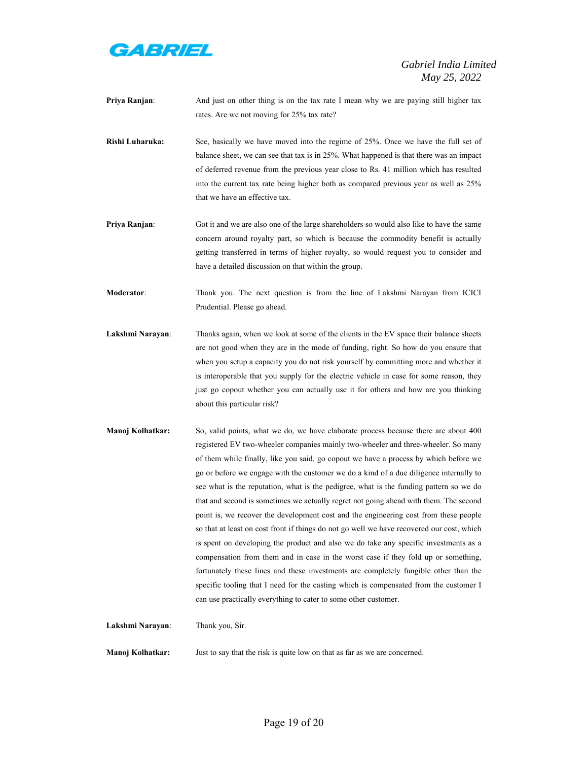**Priya Ranjan**: And just on other thing is on the tax rate I mean why we are paying still higher tax rates. Are we not moving for 25% tax rate?

**Rishi Luharuka:** See, basically we have moved into the regime of 25%. Once we have the full set of balance sheet, we can see that tax is in 25%. What happened is that there was an impact of deferred revenue from the previous year close to Rs. 41 million which has resulted into the current tax rate being higher both as compared previous year as well as 25% that we have an effective tax.

**Priya Ranjan**: Got it and we are also one of the large shareholders so would also like to have the same concern around royalty part, so which is because the commodity benefit is actually getting transferred in terms of higher royalty, so would request you to consider and have a detailed discussion on that within the group.

**Moderator**: Thank you. The next question is from the line of Lakshmi Narayan from ICICI Prudential. Please go ahead.

**Lakshmi Narayan**: Thanks again, when we look at some of the clients in the EV space their balance sheets are not good when they are in the mode of funding, right. So how do you ensure that when you setup a capacity you do not risk yourself by committing more and whether it is interoperable that you supply for the electric vehicle in case for some reason, they just go copout whether you can actually use it for others and how are you thinking about this particular risk?

**Manoj Kolhatkar:** So, valid points, what we do, we have elaborate process because there are about 400 registered EV two-wheeler companies mainly two-wheeler and three-wheeler. So many of them while finally, like you said, go copout we have a process by which before we go or before we engage with the customer we do a kind of a due diligence internally to see what is the reputation, what is the pedigree, what is the funding pattern so we do that and second is sometimes we actually regret not going ahead with them. The second point is, we recover the development cost and the engineering cost from these people so that at least on cost front if things do not go well we have recovered our cost, which is spent on developing the product and also we do take any specific investments as a compensation from them and in case in the worst case if they fold up or something, fortunately these lines and these investments are completely fungible other than the specific tooling that I need for the casting which is compensated from the customer I can use practically everything to cater to some other customer.

**Lakshmi Narayan**: Thank you, Sir.

**Manoj Kolhatkar:** Just to say that the risk is quite low on that as far as we are concerned.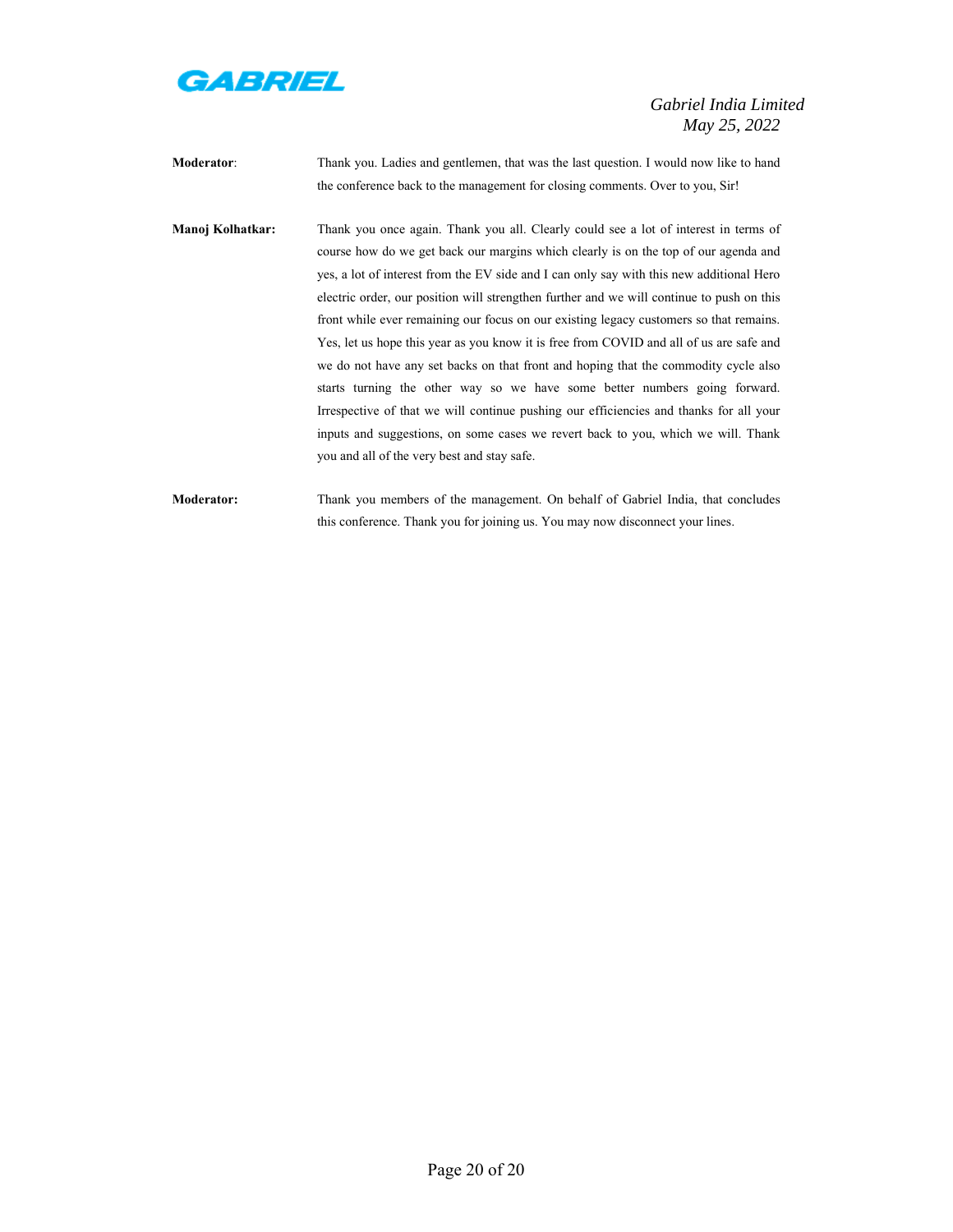**Moderator**: Thank you. Ladies and gentlemen, that was the last question. I would now like to hand the conference back to the management for closing comments. Over to you, Sir!

**Manoj Kolhatkar:** Thank you once again. Thank you all. Clearly could see a lot of interest in terms of course how do we get back our margins which clearly is on the top of our agenda and yes, a lot of interest from the EV side and I can only say with this new additional Hero electric order, our position will strengthen further and we will continue to push on this front while ever remaining our focus on our existing legacy customers so that remains. Yes, let us hope this year as you know it is free from COVID and all of us are safe and we do not have any set backs on that front and hoping that the commodity cycle also starts turning the other way so we have some better numbers going forward. Irrespective of that we will continue pushing our efficiencies and thanks for all your inputs and suggestions, on some cases we revert back to you, which we will. Thank you and all of the very best and stay safe.

**Moderator:** Thank you members of the management. On behalf of Gabriel India, that concludes this conference. Thank you for joining us. You may now disconnect your lines.